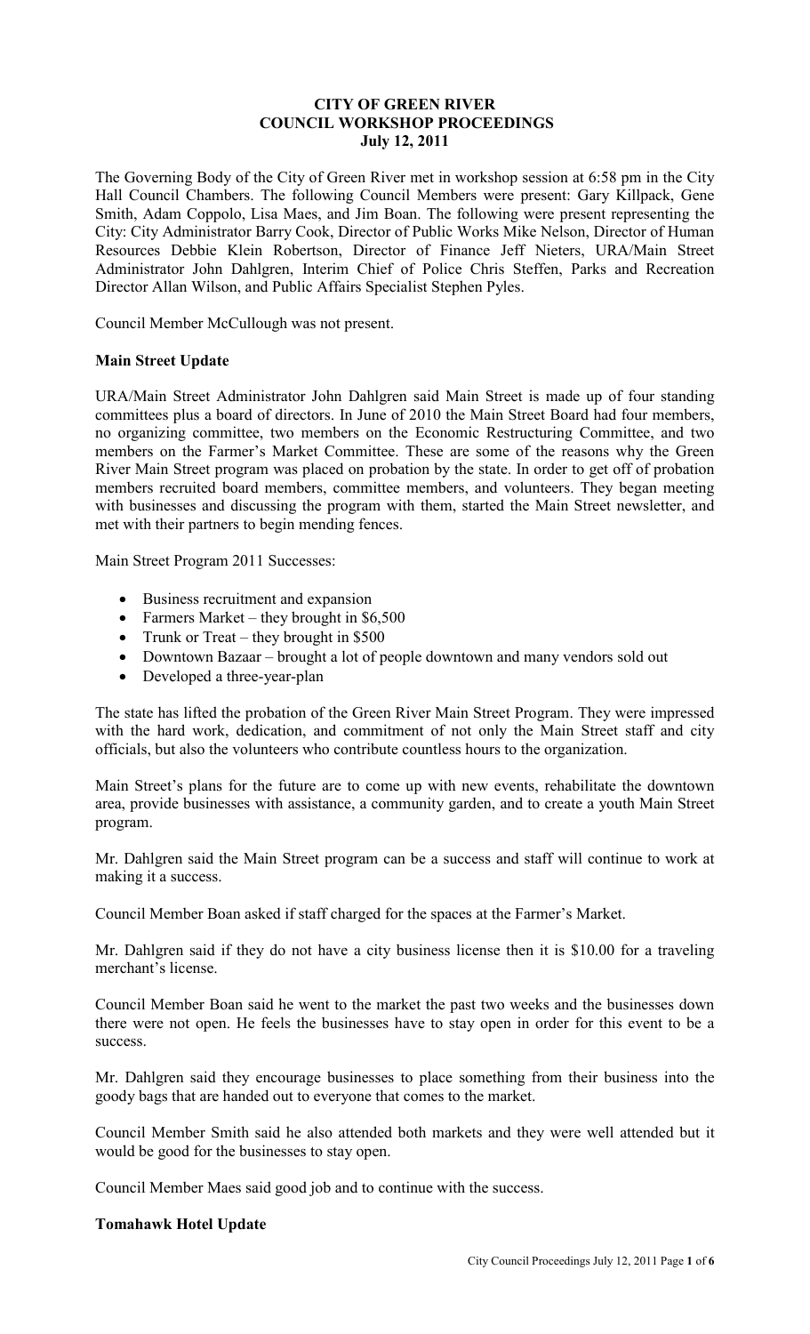# CITY OF GREEN RIVER
## COUNCIL WORKSHOP PROCEEDINGS
### July 12, 2011

The Governing Body of the City of Green River met in workshop session at 6:58 pm in the City Hall Council Chambers. The following Council Members were present: Gary Killpack, Gene Smith, Adam Coppolo, Lisa Maes, and Jim Boan. The following were present representing the City: City Administrator Barry Cook, Director of Public Works Mike Nelson, Director of Human Resources Debbie Klein Robertson, Director of Finance Jeff Nieters, URA/Main Street Administrator John Dahlgren, Interim Chief of Police Chris Steffen, Parks and Recreation Director Allan Wilson, and Public Affairs Specialist Stephen Pyles.

Council Member McCullough was not present.

**Main Street Update**

URA/Main Street Administrator John Dahlgren said Main Street is made up of four standing committees plus a board of directors. In June of 2010 the Main Street Board had four members, no organizing committee, two members on the Economic Restructuring Committee, and two members on the Farmer's Market Committee. These are some of the reasons why the Green River Main Street program was placed on probation by the state. In order to get off of probation members recruited board members, committee members, and volunteers. They began meeting with businesses and discussing the program with them, started the Main Street newsletter, and met with their partners to begin mending fences.

Main Street Program 2011 Successes:

- Business recruitment and expansion
- Farmers Market – they brought in $6,500
- Trunk or Treat – they brought in $500
- Downtown Bazaar – brought a lot of people downtown and many vendors sold out
- Developed a three-year-plan

The state has lifted the probation of the Green River Main Street Program. They were impressed with the hard work, dedication, and commitment of not only the Main Street staff and city officials, but also the volunteers who contribute countless hours to the organization.

Main Street's plans for the future are to come up with new events, rehabilitate the downtown area, provide businesses with assistance, a community garden, and to create a youth Main Street program.

Mr. Dahlgren said the Main Street program can be a success and staff will continue to work at making it a success.

Council Member Boan asked if staff charged for the spaces at the Farmer's Market.

Mr. Dahlgren said if they do not have a city business license then it is $10.00 for a traveling merchant's license.

Council Member Boan said he went to the market the past two weeks and the businesses down there were not open. He feels the businesses have to stay open in order for this event to be a success.

Mr. Dahlgren said they encourage businesses to place something from their business into the goody bags that are handed out to everyone that comes to the market.

Council Member Smith said he also attended both markets and they were well attended but it would be good for the businesses to stay open.

Council Member Maes said good job and to continue with the success.

**Tomahawk Hotel Update**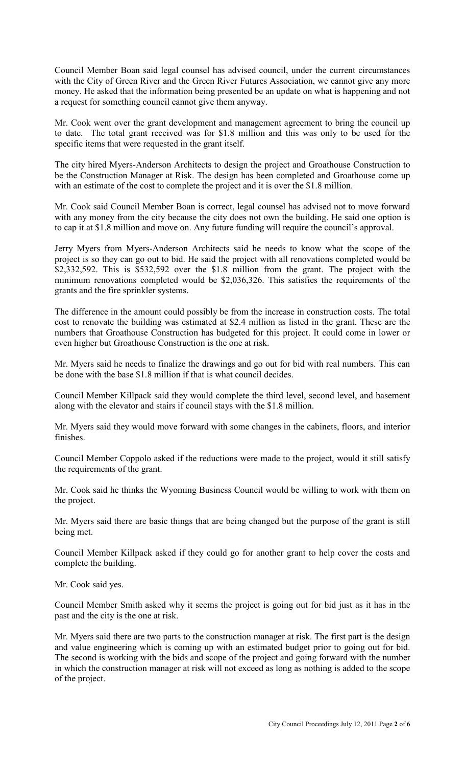Council Member Boan said legal counsel has advised council, under the current circumstances with the City of Green River and the Green River Futures Association, we cannot give any more money. He asked that the information being presented be an update on what is happening and not a request for something council cannot give them anyway.

Mr. Cook went over the grant development and management agreement to bring the council up to date. The total grant received was for $1.8 million and this was only to be used for the specific items that were requested in the grant itself.

The city hired Myers-Anderson Architects to design the project and Groathouse Construction to be the Construction Manager at Risk. The design has been completed and Groathouse come up with an estimate of the cost to complete the project and it is over the $1.8 million.

Mr. Cook said Council Member Boan is correct, legal counsel has advised not to move forward with any money from the city because the city does not own the building. He said one option is to cap it at $1.8 million and move on. Any future funding will require the council's approval.

Jerry Myers from Myers-Anderson Architects said he needs to know what the scope of the project is so they can go out to bid. He said the project with all renovations completed would be $2,332,592. This is $532,592 over the $1.8 million from the grant. The project with the minimum renovations completed would be $2,036,326. This satisfies the requirements of the grants and the fire sprinkler systems.

The difference in the amount could possibly be from the increase in construction costs. The total cost to renovate the building was estimated at $2.4 million as listed in the grant. These are the numbers that Groathouse Construction has budgeted for this project. It could come in lower or even higher but Groathouse Construction is the one at risk.

Mr. Myers said he needs to finalize the drawings and go out for bid with real numbers. This can be done with the base $1.8 million if that is what council decides.

Council Member Killpack said they would complete the third level, second level, and basement along with the elevator and stairs if council stays with the $1.8 million.

Mr. Myers said they would move forward with some changes in the cabinets, floors, and interior finishes.

Council Member Coppolo asked if the reductions were made to the project, would it still satisfy the requirements of the grant.

Mr. Cook said he thinks the Wyoming Business Council would be willing to work with them on the project.

Mr. Myers said there are basic things that are being changed but the purpose of the grant is still being met.

Council Member Killpack asked if they could go for another grant to help cover the costs and complete the building.

Mr. Cook said yes.

Council Member Smith asked why it seems the project is going out for bid just as it has in the past and the city is the one at risk.

Mr. Myers said there are two parts to the construction manager at risk. The first part is the design and value engineering which is coming up with an estimated budget prior to going out for bid. The second is working with the bids and scope of the project and going forward with the number in which the construction manager at risk will not exceed as long as nothing is added to the scope of the project.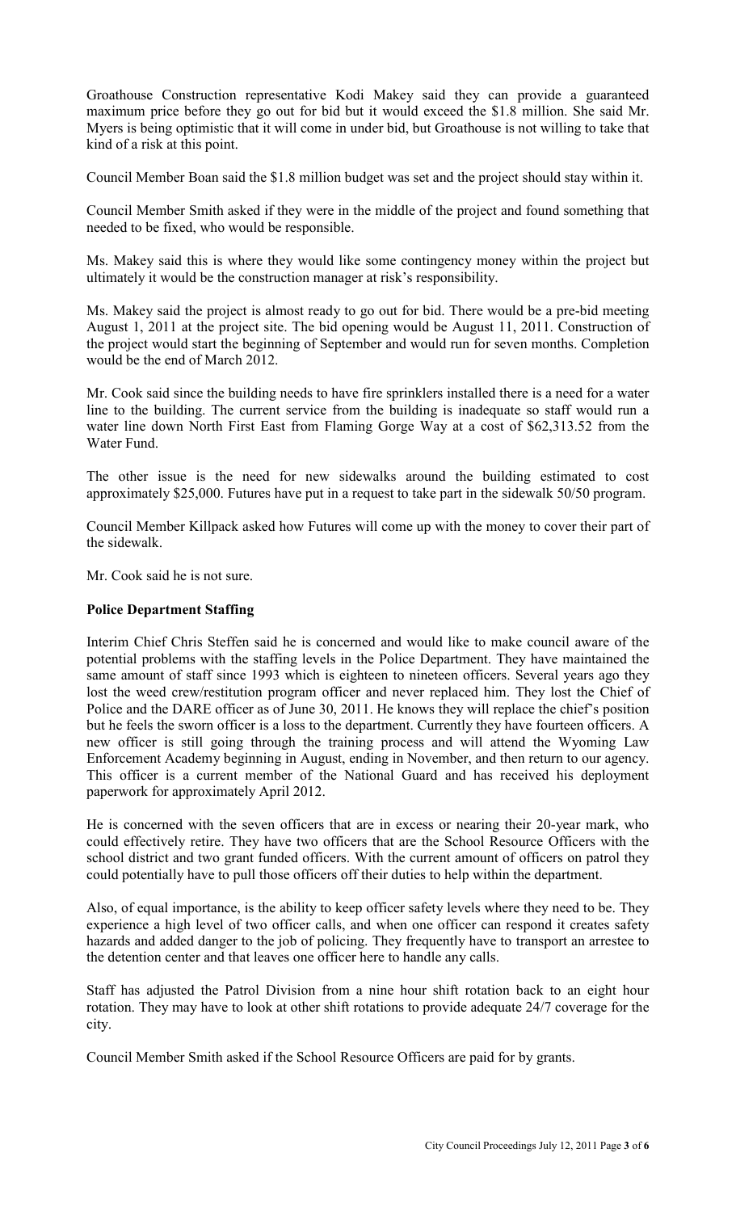Groathouse Construction representative Kodi Makey said they can provide a guaranteed maximum price before they go out for bid but it would exceed the $1.8 million. She said Mr. Myers is being optimistic that it will come in under bid, but Groathouse is not willing to take that kind of a risk at this point.

Council Member Boan said the $1.8 million budget was set and the project should stay within it.

Council Member Smith asked if they were in the middle of the project and found something that needed to be fixed, who would be responsible.

Ms. Makey said this is where they would like some contingency money within the project but ultimately it would be the construction manager at risk's responsibility.

Ms. Makey said the project is almost ready to go out for bid. There would be a pre-bid meeting August 1, 2011 at the project site. The bid opening would be August 11, 2011. Construction of the project would start the beginning of September and would run for seven months. Completion would be the end of March 2012.

Mr. Cook said since the building needs to have fire sprinklers installed there is a need for a water line to the building. The current service from the building is inadequate so staff would run a water line down North First East from Flaming Gorge Way at a cost of $62,313.52 from the Water Fund.

The other issue is the need for new sidewalks around the building estimated to cost approximately $25,000. Futures have put in a request to take part in the sidewalk 50/50 program.

Council Member Killpack asked how Futures will come up with the money to cover their part of the sidewalk.

Mr. Cook said he is not sure.

**Police Department Staffing**

Interim Chief Chris Steffen said he is concerned and would like to make council aware of the potential problems with the staffing levels in the Police Department. They have maintained the same amount of staff since 1993 which is eighteen to nineteen officers. Several years ago they lost the weed crew/restitution program officer and never replaced him. They lost the Chief of Police and the DARE officer as of June 30, 2011. He knows they will replace the chief's position but he feels the sworn officer is a loss to the department. Currently they have fourteen officers. A new officer is still going through the training process and will attend the Wyoming Law Enforcement Academy beginning in August, ending in November, and then return to our agency. This officer is a current member of the National Guard and has received his deployment paperwork for approximately April 2012.

He is concerned with the seven officers that are in excess or nearing their 20-year mark, who could effectively retire. They have two officers that are the School Resource Officers with the school district and two grant funded officers. With the current amount of officers on patrol they could potentially have to pull those officers off their duties to help within the department.

Also, of equal importance, is the ability to keep officer safety levels where they need to be. They experience a high level of two officer calls, and when one officer can respond it creates safety hazards and added danger to the job of policing. They frequently have to transport an arrestee to the detention center and that leaves one officer here to handle any calls.

Staff has adjusted the Patrol Division from a nine hour shift rotation back to an eight hour rotation. They may have to look at other shift rotations to provide adequate 24/7 coverage for the city.

Council Member Smith asked if the School Resource Officers are paid for by grants.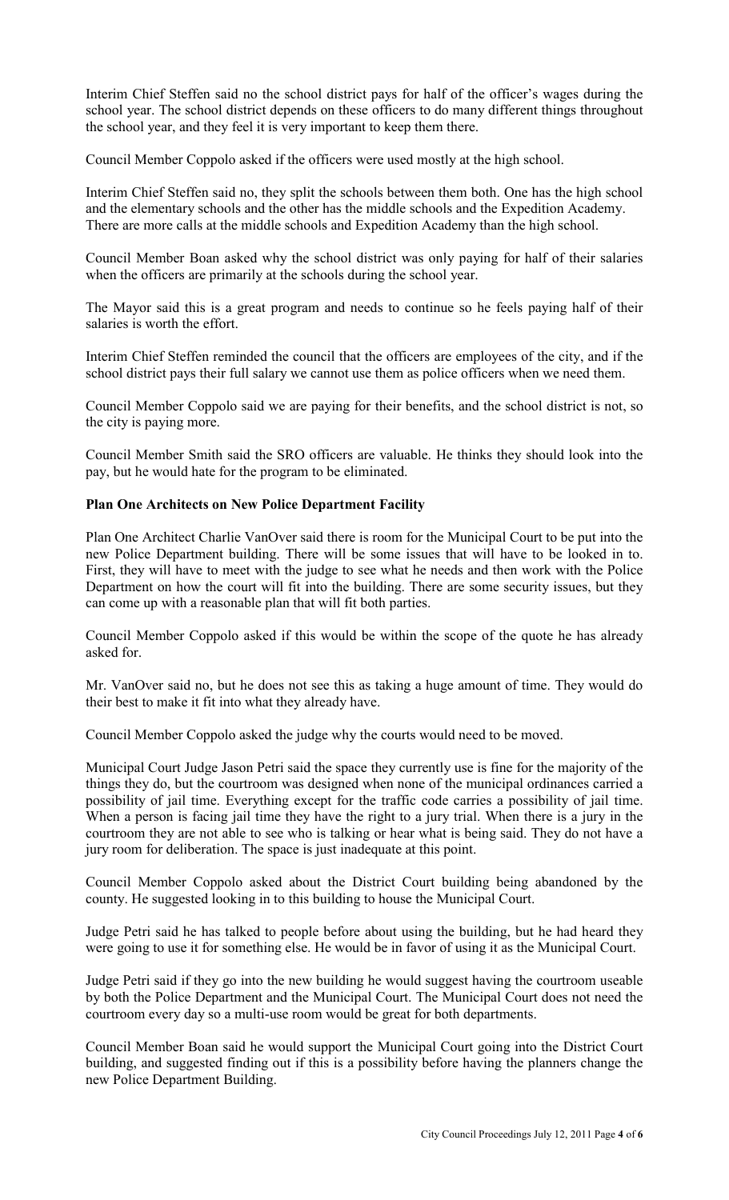Interim Chief Steffen said no the school district pays for half of the officer's wages during the school year. The school district depends on these officers to do many different things throughout the school year, and they feel it is very important to keep them there.

Council Member Coppolo asked if the officers were used mostly at the high school.

Interim Chief Steffen said no, they split the schools between them both. One has the high school and the elementary schools and the other has the middle schools and the Expedition Academy. There are more calls at the middle schools and Expedition Academy than the high school.

Council Member Boan asked why the school district was only paying for half of their salaries when the officers are primarily at the schools during the school year.

The Mayor said this is a great program and needs to continue so he feels paying half of their salaries is worth the effort.

Interim Chief Steffen reminded the council that the officers are employees of the city, and if the school district pays their full salary we cannot use them as police officers when we need them.

Council Member Coppolo said we are paying for their benefits, and the school district is not, so the city is paying more.

Council Member Smith said the SRO officers are valuable. He thinks they should look into the pay, but he would hate for the program to be eliminated.

**Plan One Architects on New Police Department Facility**

Plan One Architect Charlie VanOver said there is room for the Municipal Court to be put into the new Police Department building. There will be some issues that will have to be looked in to. First, they will have to meet with the judge to see what he needs and then work with the Police Department on how the court will fit into the building. There are some security issues, but they can come up with a reasonable plan that will fit both parties.

Council Member Coppolo asked if this would be within the scope of the quote he has already asked for.

Mr. VanOver said no, but he does not see this as taking a huge amount of time. They would do their best to make it fit into what they already have.

Council Member Coppolo asked the judge why the courts would need to be moved.

Municipal Court Judge Jason Petri said the space they currently use is fine for the majority of the things they do, but the courtroom was designed when none of the municipal ordinances carried a possibility of jail time. Everything except for the traffic code carries a possibility of jail time. When a person is facing jail time they have the right to a jury trial. When there is a jury in the courtroom they are not able to see who is talking or hear what is being said. They do not have a jury room for deliberation. The space is just inadequate at this point.

Council Member Coppolo asked about the District Court building being abandoned by the county. He suggested looking in to this building to house the Municipal Court.

Judge Petri said he has talked to people before about using the building, but he had heard they were going to use it for something else. He would be in favor of using it as the Municipal Court.

Judge Petri said if they go into the new building he would suggest having the courtroom useable by both the Police Department and the Municipal Court. The Municipal Court does not need the courtroom every day so a multi-use room would be great for both departments.

Council Member Boan said he would support the Municipal Court going into the District Court building, and suggested finding out if this is a possibility before having the planners change the new Police Department Building.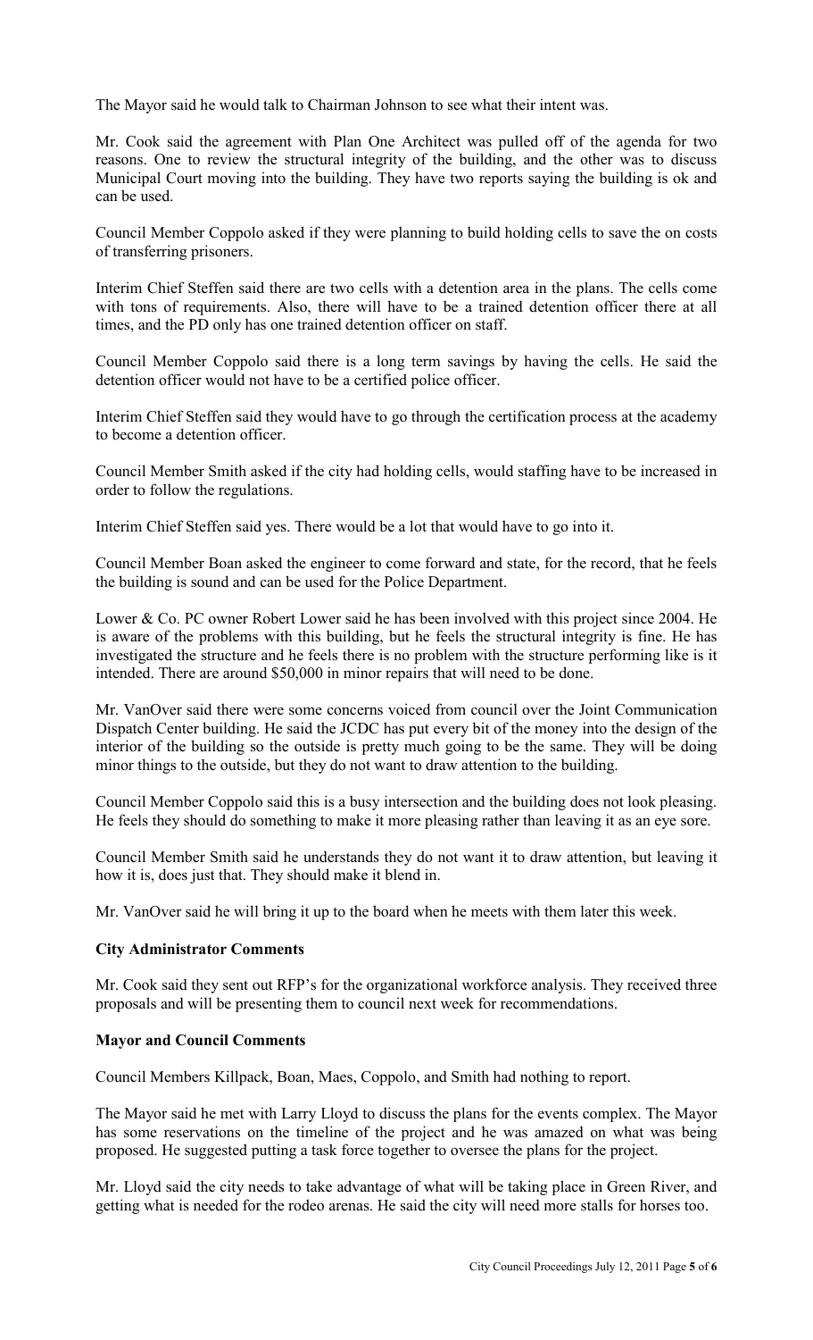The Mayor said he would talk to Chairman Johnson to see what their intent was.

Mr. Cook said the agreement with Plan One Architect was pulled off of the agenda for two reasons. One to review the structural integrity of the building, and the other was to discuss Municipal Court moving into the building. They have two reports saying the building is ok and can be used.

Council Member Coppolo asked if they were planning to build holding cells to save the on costs of transferring prisoners.

Interim Chief Steffen said there are two cells with a detention area in the plans. The cells come with tons of requirements. Also, there will have to be a trained detention officer there at all times, and the PD only has one trained detention officer on staff.

Council Member Coppolo said there is a long term savings by having the cells. He said the detention officer would not have to be a certified police officer.

Interim Chief Steffen said they would have to go through the certification process at the academy to become a detention officer.

Council Member Smith asked if the city had holding cells, would staffing have to be increased in order to follow the regulations.

Interim Chief Steffen said yes. There would be a lot that would have to go into it.

Council Member Boan asked the engineer to come forward and state, for the record, that he feels the building is sound and can be used for the Police Department.

Lower & Co. PC owner Robert Lower said he has been involved with this project since 2004. He is aware of the problems with this building, but he feels the structural integrity is fine. He has investigated the structure and he feels there is no problem with the structure performing like is it intended. There are around $50,000 in minor repairs that will need to be done.

Mr. VanOver said there were some concerns voiced from council over the Joint Communication Dispatch Center building. He said the JCDC has put every bit of the money into the design of the interior of the building so the outside is pretty much going to be the same. They will be doing minor things to the outside, but they do not want to draw attention to the building.

Council Member Coppolo said this is a busy intersection and the building does not look pleasing. He feels they should do something to make it more pleasing rather than leaving it as an eye sore.

Council Member Smith said he understands they do not want it to draw attention, but leaving it how it is, does just that. They should make it blend in.

Mr. VanOver said he will bring it up to the board when he meets with them later this week.

**City Administrator Comments**

Mr. Cook said they sent out RFP's for the organizational workforce analysis. They received three proposals and will be presenting them to council next week for recommendations.

**Mayor and Council Comments**

Council Members Killpack, Boan, Maes, Coppolo, and Smith had nothing to report.

The Mayor said he met with Larry Lloyd to discuss the plans for the events complex. The Mayor has some reservations on the timeline of the project and he was amazed on what was being proposed. He suggested putting a task force together to oversee the plans for the project.

Mr. Lloyd said the city needs to take advantage of what will be taking place in Green River, and getting what is needed for the rodeo arenas. He said the city will need more stalls for horses too.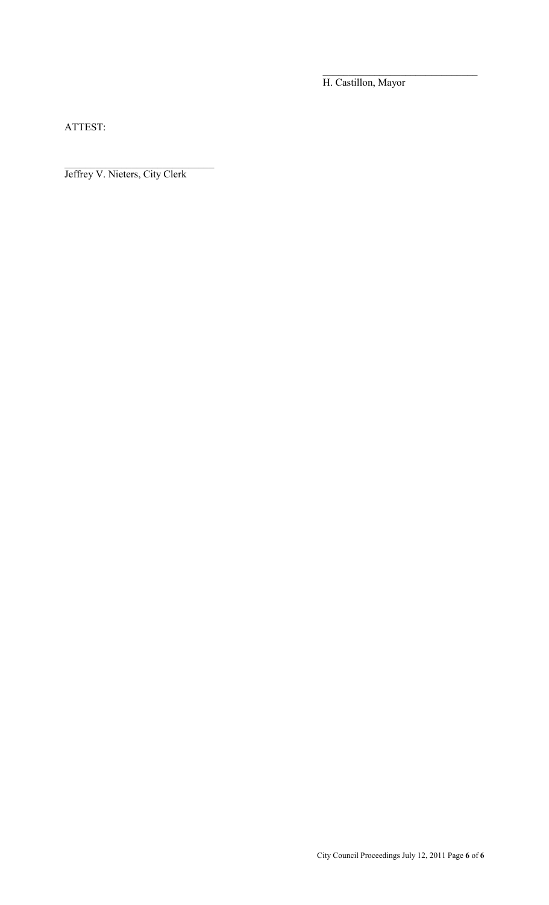\_\_\_\_\_\_\_\_\_\_\_\_\_\_\_\_\_\_\_\_\_\_\_\_\_\_\_\_\_\_
H. Castillon, Mayor

ATTEST:

\_\_\_\_\_\_\_\_\_\_\_\_\_\_\_\_\_\_\_\_\_\_\_\_\_\_\_\_\_\_
Jeffrey V. Nieters, City Clerk